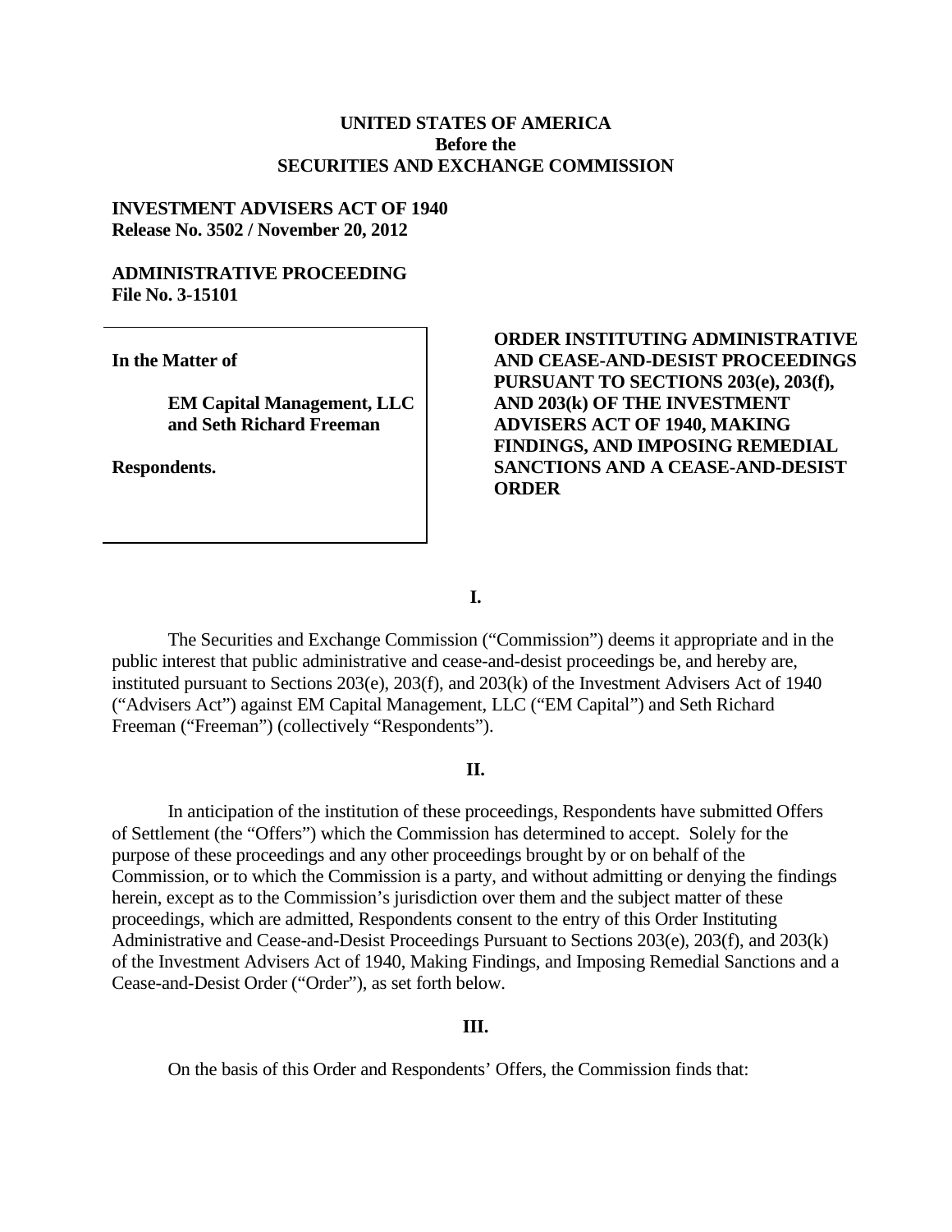**UNITED STATES OF AMERICA**
**Before the**
**SECURITIES AND EXCHANGE COMMISSION**

**INVESTMENT ADVISERS ACT OF 1940**
**Release No. 3502 / November 20, 2012**

**ADMINISTRATIVE PROCEEDING**
**File No. 3-15101**

**In the Matter of**

**EM Capital Management, LLC and Seth Richard Freeman**

**Respondents.**

**ORDER INSTITUTING ADMINISTRATIVE AND CEASE-AND-DESIST PROCEEDINGS PURSUANT TO SECTIONS 203(e), 203(f), AND 203(k) OF THE INVESTMENT ADVISERS ACT OF 1940, MAKING FINDINGS, AND IMPOSING REMEDIAL SANCTIONS AND A CEASE-AND-DESIST ORDER**

**I.**

The Securities and Exchange Commission ("Commission") deems it appropriate and in the public interest that public administrative and cease-and-desist proceedings be, and hereby are, instituted pursuant to Sections 203(e), 203(f), and 203(k) of the Investment Advisers Act of 1940 ("Advisers Act") against EM Capital Management, LLC ("EM Capital") and Seth Richard Freeman ("Freeman") (collectively "Respondents").

**II.**

In anticipation of the institution of these proceedings, Respondents have submitted Offers of Settlement (the "Offers") which the Commission has determined to accept. Solely for the purpose of these proceedings and any other proceedings brought by or on behalf of the Commission, or to which the Commission is a party, and without admitting or denying the findings herein, except as to the Commission's jurisdiction over them and the subject matter of these proceedings, which are admitted, Respondents consent to the entry of this Order Instituting Administrative and Cease-and-Desist Proceedings Pursuant to Sections 203(e), 203(f), and 203(k) of the Investment Advisers Act of 1940, Making Findings, and Imposing Remedial Sanctions and a Cease-and-Desist Order ("Order"), as set forth below.

**III.**

On the basis of this Order and Respondents' Offers, the Commission finds that: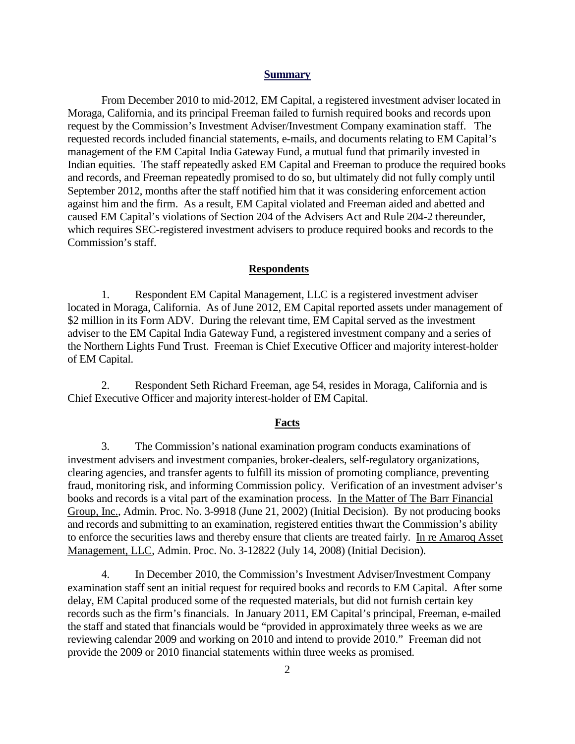## Summary

From December 2010 to mid-2012, EM Capital, a registered investment adviser located in Moraga, California, and its principal Freeman failed to furnish required books and records upon request by the Commission's Investment Adviser/Investment Company examination staff. The requested records included financial statements, e-mails, and documents relating to EM Capital's management of the EM Capital India Gateway Fund, a mutual fund that primarily invested in Indian equities. The staff repeatedly asked EM Capital and Freeman to produce the required books and records, and Freeman repeatedly promised to do so, but ultimately did not fully comply until September 2012, months after the staff notified him that it was considering enforcement action against him and the firm. As a result, EM Capital violated and Freeman aided and abetted and caused EM Capital's violations of Section 204 of the Advisers Act and Rule 204-2 thereunder, which requires SEC-registered investment advisers to produce required books and records to the Commission's staff.

## Respondents

1. Respondent EM Capital Management, LLC is a registered investment adviser located in Moraga, California. As of June 2012, EM Capital reported assets under management of $2 million in its Form ADV. During the relevant time, EM Capital served as the investment adviser to the EM Capital India Gateway Fund, a registered investment company and a series of the Northern Lights Fund Trust. Freeman is Chief Executive Officer and majority interest-holder of EM Capital.

2. Respondent Seth Richard Freeman, age 54, resides in Moraga, California and is Chief Executive Officer and majority interest-holder of EM Capital.

## Facts

3. The Commission's national examination program conducts examinations of investment advisers and investment companies, broker-dealers, self-regulatory organizations, clearing agencies, and transfer agents to fulfill its mission of promoting compliance, preventing fraud, monitoring risk, and informing Commission policy. Verification of an investment adviser's books and records is a vital part of the examination process. In the Matter of The Barr Financial Group, Inc., Admin. Proc. No. 3-9918 (June 21, 2002) (Initial Decision). By not producing books and records and submitting to an examination, registered entities thwart the Commission's ability to enforce the securities laws and thereby ensure that clients are treated fairly. In re Amaroq Asset Management, LLC, Admin. Proc. No. 3-12822 (July 14, 2008) (Initial Decision).

4. In December 2010, the Commission's Investment Adviser/Investment Company examination staff sent an initial request for required books and records to EM Capital. After some delay, EM Capital produced some of the requested materials, but did not furnish certain key records such as the firm's financials. In January 2011, EM Capital's principal, Freeman, e-mailed the staff and stated that financials would be "provided in approximately three weeks as we are reviewing calendar 2009 and working on 2010 and intend to provide 2010." Freeman did not provide the 2009 or 2010 financial statements within three weeks as promised.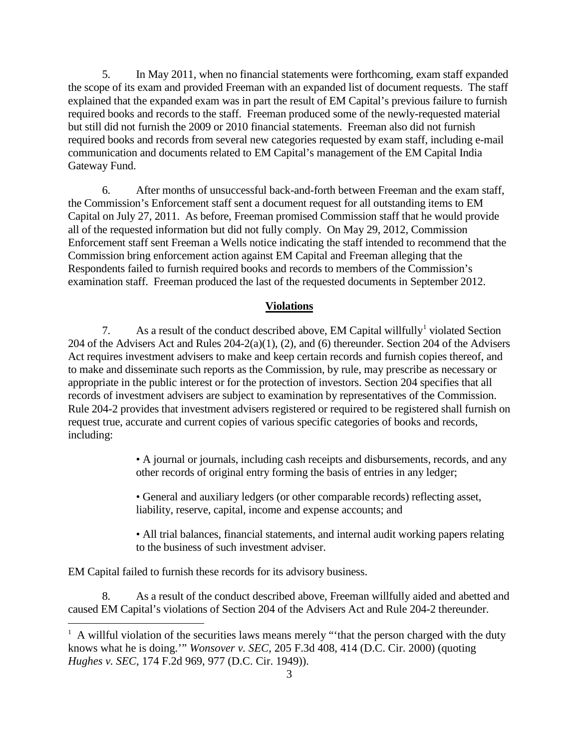5. In May 2011, when no financial statements were forthcoming, exam staff expanded the scope of its exam and provided Freeman with an expanded list of document requests. The staff explained that the expanded exam was in part the result of EM Capital's previous failure to furnish required books and records to the staff. Freeman produced some of the newly-requested material but still did not furnish the 2009 or 2010 financial statements. Freeman also did not furnish required books and records from several new categories requested by exam staff, including e-mail communication and documents related to EM Capital's management of the EM Capital India Gateway Fund.

6. After months of unsuccessful back-and-forth between Freeman and the exam staff, the Commission's Enforcement staff sent a document request for all outstanding items to EM Capital on July 27, 2011. As before, Freeman promised Commission staff that he would provide all of the requested information but did not fully comply. On May 29, 2012, Commission Enforcement staff sent Freeman a Wells notice indicating the staff intended to recommend that the Commission bring enforcement action against EM Capital and Freeman alleging that the Respondents failed to furnish required books and records to members of the Commission's examination staff. Freeman produced the last of the requested documents in September 2012.

## Violations

7. As a result of the conduct described above, EM Capital willfully[1] violated Section 204 of the Advisers Act and Rules 204-2(a)(1), (2), and (6) thereunder. Section 204 of the Advisers Act requires investment advisers to make and keep certain records and furnish copies thereof, and to make and disseminate such reports as the Commission, by rule, may prescribe as necessary or appropriate in the public interest or for the protection of investors. Section 204 specifies that all records of investment advisers are subject to examination by representatives of the Commission. Rule 204-2 provides that investment advisers registered or required to be registered shall furnish on request true, accurate and current copies of various specific categories of books and records, including:

- A journal or journals, including cash receipts and disbursements, records, and any other records of original entry forming the basis of entries in any ledger;
- General and auxiliary ledgers (or other comparable records) reflecting asset, liability, reserve, capital, income and expense accounts; and
- All trial balances, financial statements, and internal audit working papers relating to the business of such investment adviser.

EM Capital failed to furnish these records for its advisory business.

8. As a result of the conduct described above, Freeman willfully aided and abetted and caused EM Capital's violations of Section 204 of the Advisers Act and Rule 204-2 thereunder.

---

[1] A willful violation of the securities laws means merely "'that the person charged with the duty knows what he is doing.'" *Wonsover v. SEC*, 205 F.3d 408, 414 (D.C. Cir. 2000) (quoting *Hughes v. SEC*, 174 F.2d 969, 977 (D.C. Cir. 1949)).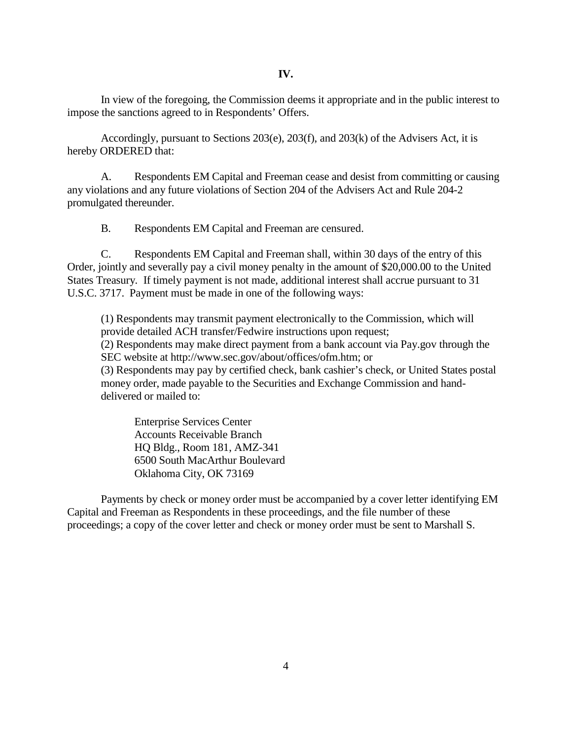## IV.

In view of the foregoing, the Commission deems it appropriate and in the public interest to impose the sanctions agreed to in Respondents' Offers.

Accordingly, pursuant to Sections 203(e), 203(f), and 203(k) of the Advisers Act, it is hereby ORDERED that:

A. Respondents EM Capital and Freeman cease and desist from committing or causing any violations and any future violations of Section 204 of the Advisers Act and Rule 204-2 promulgated thereunder.

B. Respondents EM Capital and Freeman are censured.

C. Respondents EM Capital and Freeman shall, within 30 days of the entry of this Order, jointly and severally pay a civil money penalty in the amount of $20,000.00 to the United States Treasury. If timely payment is not made, additional interest shall accrue pursuant to 31 U.S.C. 3717. Payment must be made in one of the following ways:

(1) Respondents may transmit payment electronically to the Commission, which will provide detailed ACH transfer/Fedwire instructions upon request;
(2) Respondents may make direct payment from a bank account via Pay.gov through the SEC website at http://www.sec.gov/about/offices/ofm.htm; or
(3) Respondents may pay by certified check, bank cashier's check, or United States postal money order, made payable to the Securities and Exchange Commission and hand-delivered or mailed to:

> Enterprise Services Center
> Accounts Receivable Branch
> HQ Bldg., Room 181, AMZ-341
> 6500 South MacArthur Boulevard
> Oklahoma City, OK 73169

Payments by check or money order must be accompanied by a cover letter identifying EM Capital and Freeman as Respondents in these proceedings, and the file number of these proceedings; a copy of the cover letter and check or money order must be sent to Marshall S.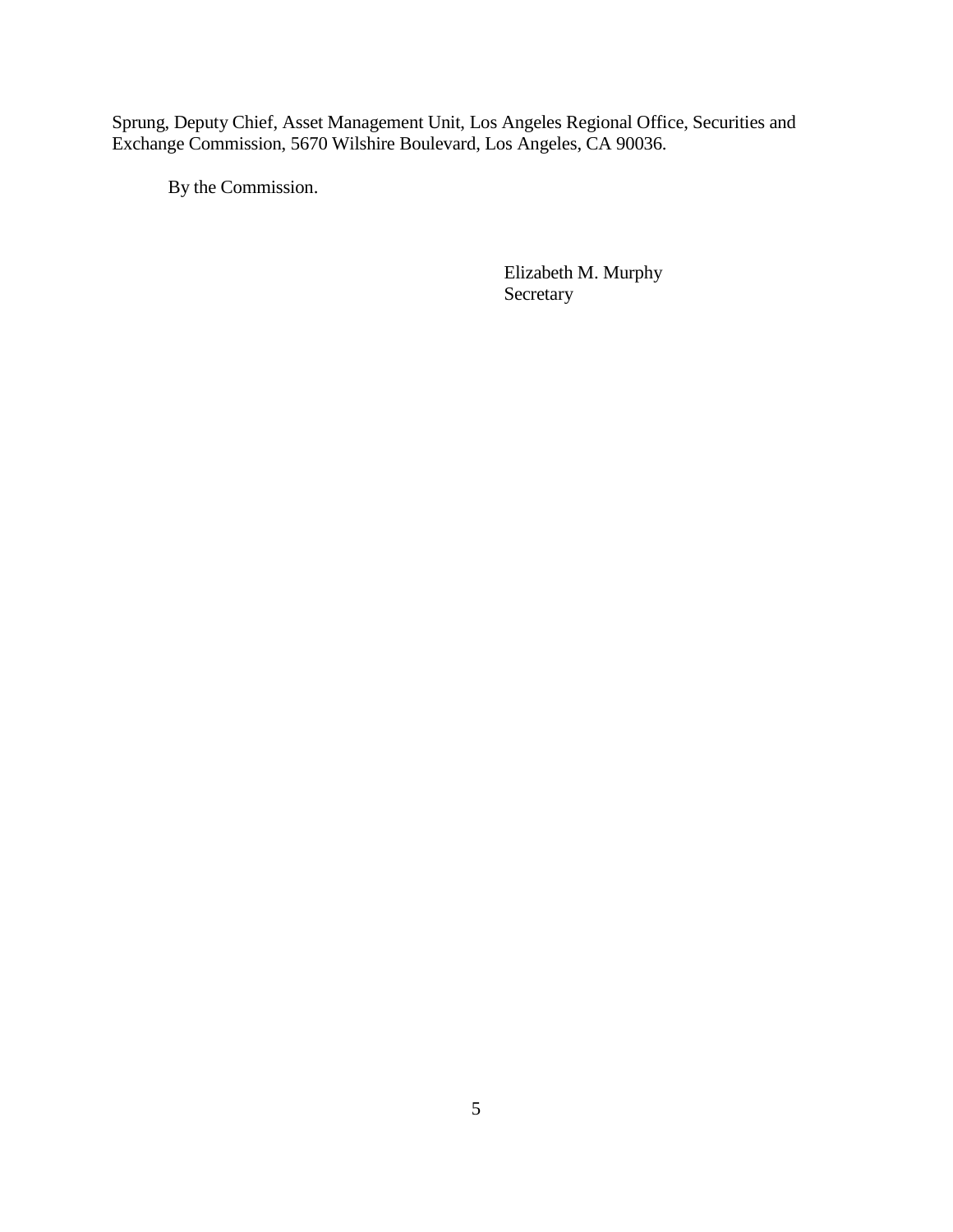Sprung, Deputy Chief, Asset Management Unit, Los Angeles Regional Office, Securities and Exchange Commission, 5670 Wilshire Boulevard, Los Angeles, CA 90036.

By the Commission.

Elizabeth M. Murphy
Secretary